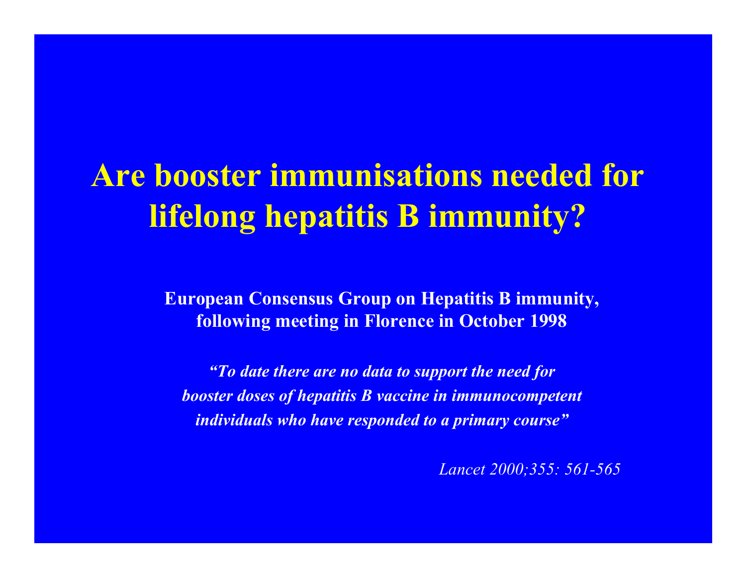# Are booster immunisations needed for lifelong hepatitis B immunity?

**European Consensus Group on Hepatitis B immunity, following meeting in Florence in October 1998**

***"To date there are no data to support the need for booster doses of hepatitis B vaccine in immunocompetent individuals who have responded to a primary course"***

*Lancet 2000;355: 561-565*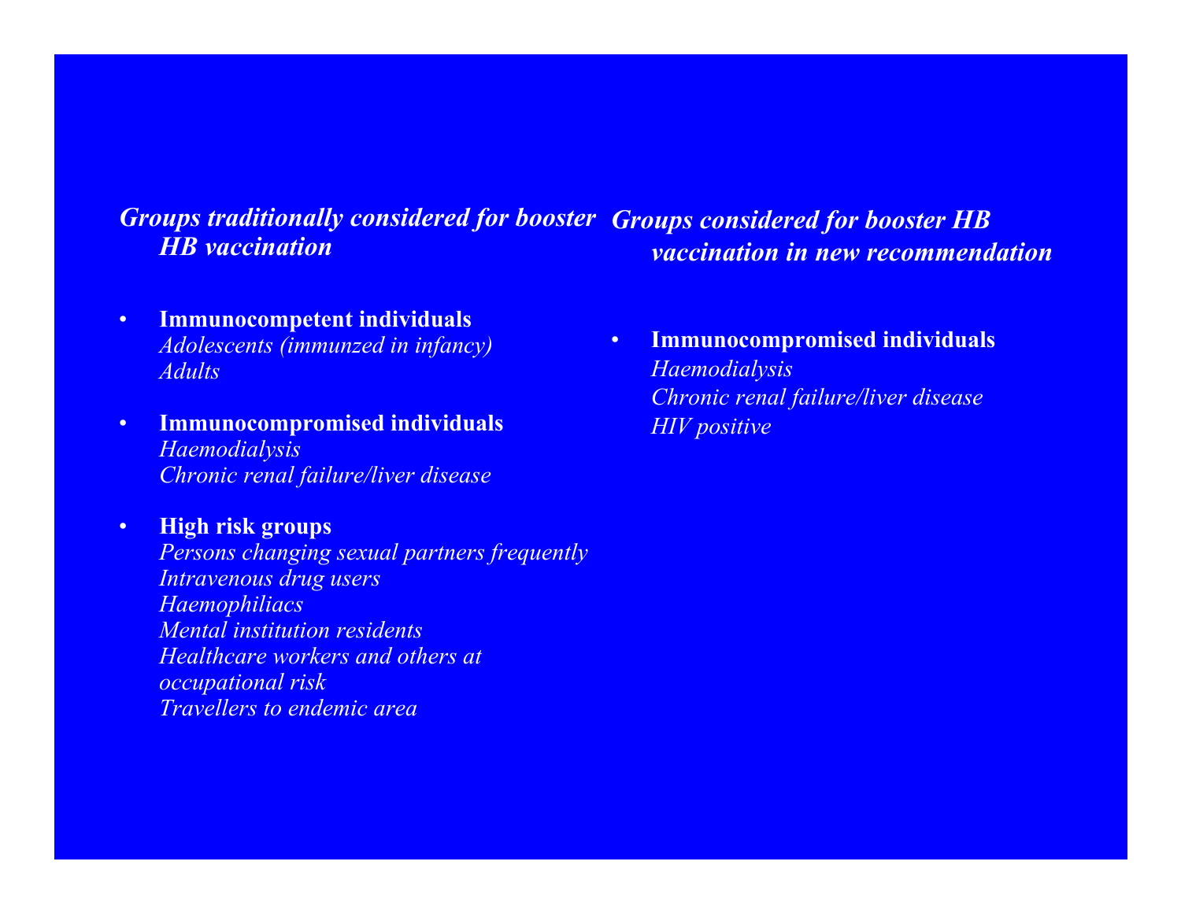## *Groups traditionally considered for booster HB vaccination*

- **Immunocompetent individuals**
  *Adolescents (immunzed in infancy)*
  *Adults*

- **Immunocompromised individuals**
  *Haemodialysis*
  *Chronic renal failure/liver disease*

- **High risk groups**
  *Persons changing sexual partners frequently*
  *Intravenous drug users*
  *Haemophiliacs*
  *Mental institution residents*
  *Healthcare workers and others at occupational risk*
  *Travellers to endemic area*

## *Groups considered for booster HB vaccination in new recommendation*

- **Immunocompromised individuals**
  *Haemodialysis*
  *Chronic renal failure/liver disease*
  *HIV positive*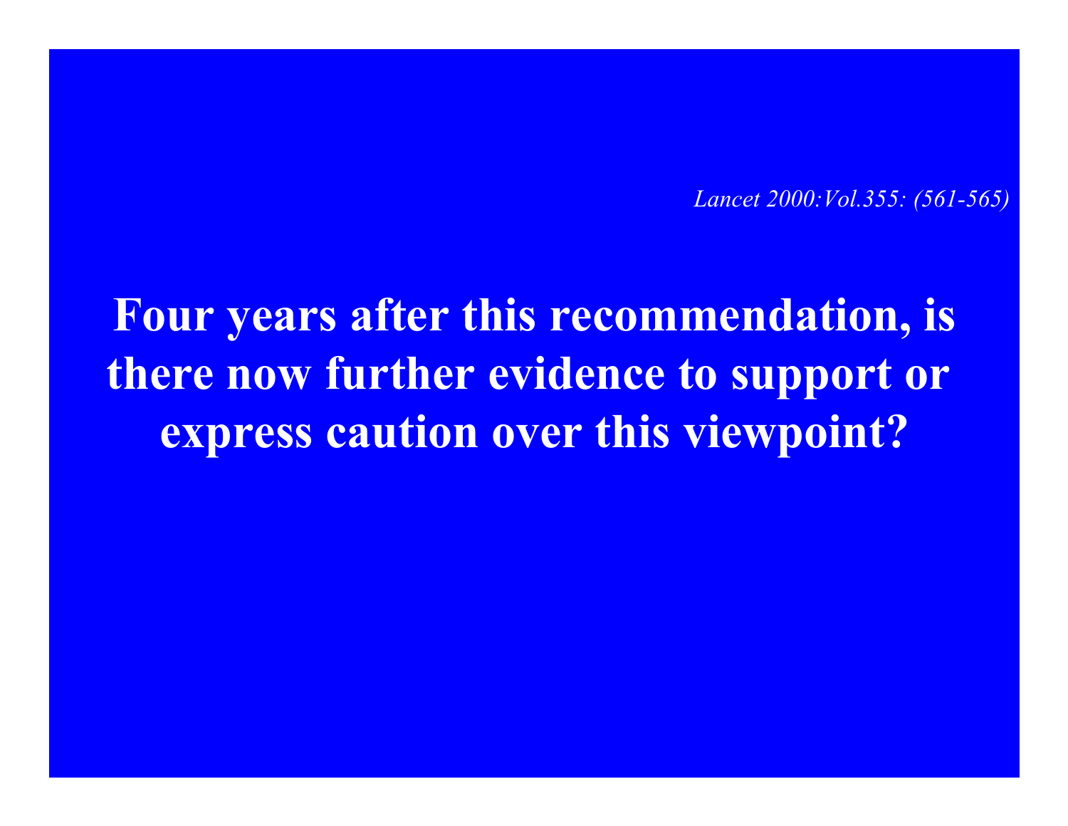*Lancet 2000:Vol.355: (561-565)*

**Four years after this recommendation, is there now further evidence to support or express caution over this viewpoint?**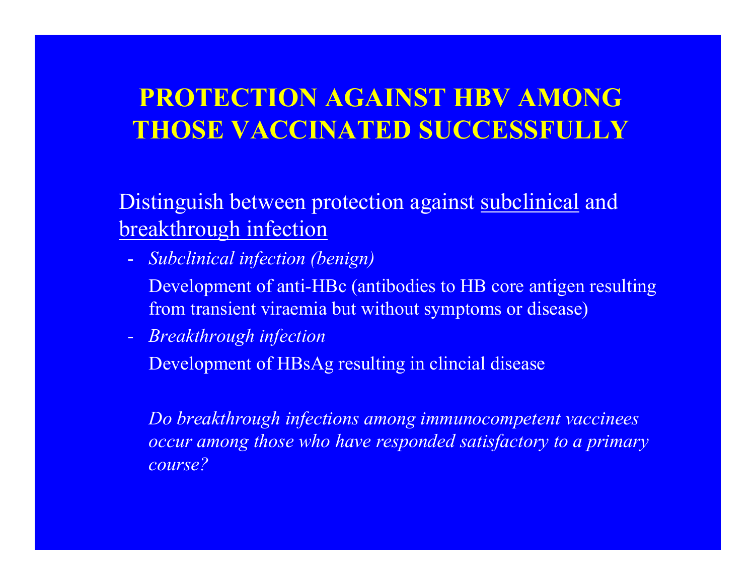# PROTECTION AGAINST HBV AMONG THOSE VACCINATED SUCCESSFULLY

Distinguish between protection against <u>subclinical</u> and <u>breakthrough infection</u>

- *Subclinical infection (benign)*

  Development of anti-HBc (antibodies to HB core antigen resulting from transient viraemia but without symptoms or disease)

- *Breakthrough infection*

  Development of HBsAg resulting in clincial disease

*Do breakthrough infections among immunocompetent vaccinees occur among those who have responded satisfactory to a primary course?*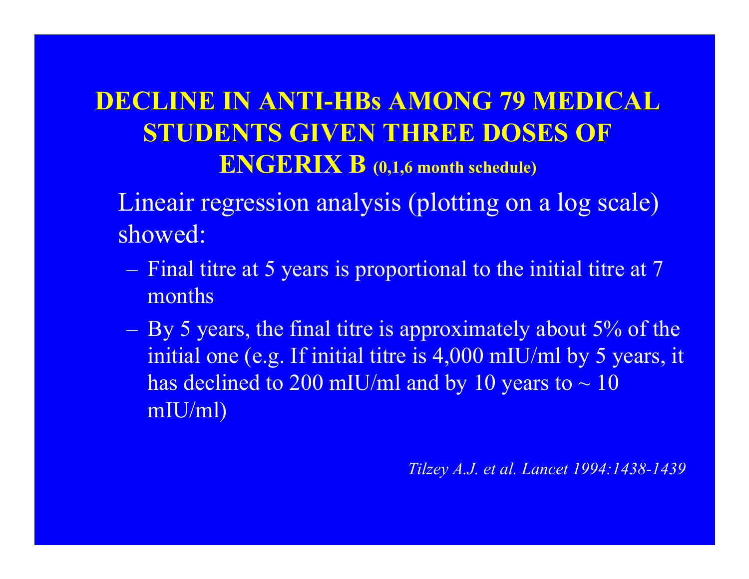# DECLINE IN ANTI-HBs AMONG 79 MEDICAL STUDENTS GIVEN THREE DOSES OF ENGERIX B (0,1,6 month schedule)

Lineair regression analysis (plotting on a log scale) showed:

- Final titre at 5 years is proportional to the initial titre at 7 months
- By 5 years, the final titre is approximately about 5% of the initial one (e.g. If initial titre is 4,000 mIU/ml by 5 years, it has declined to 200 mIU/ml and by 10 years to ~ 10 mIU/ml)

*Tilzey A.J. et al. Lancet 1994:1438-1439*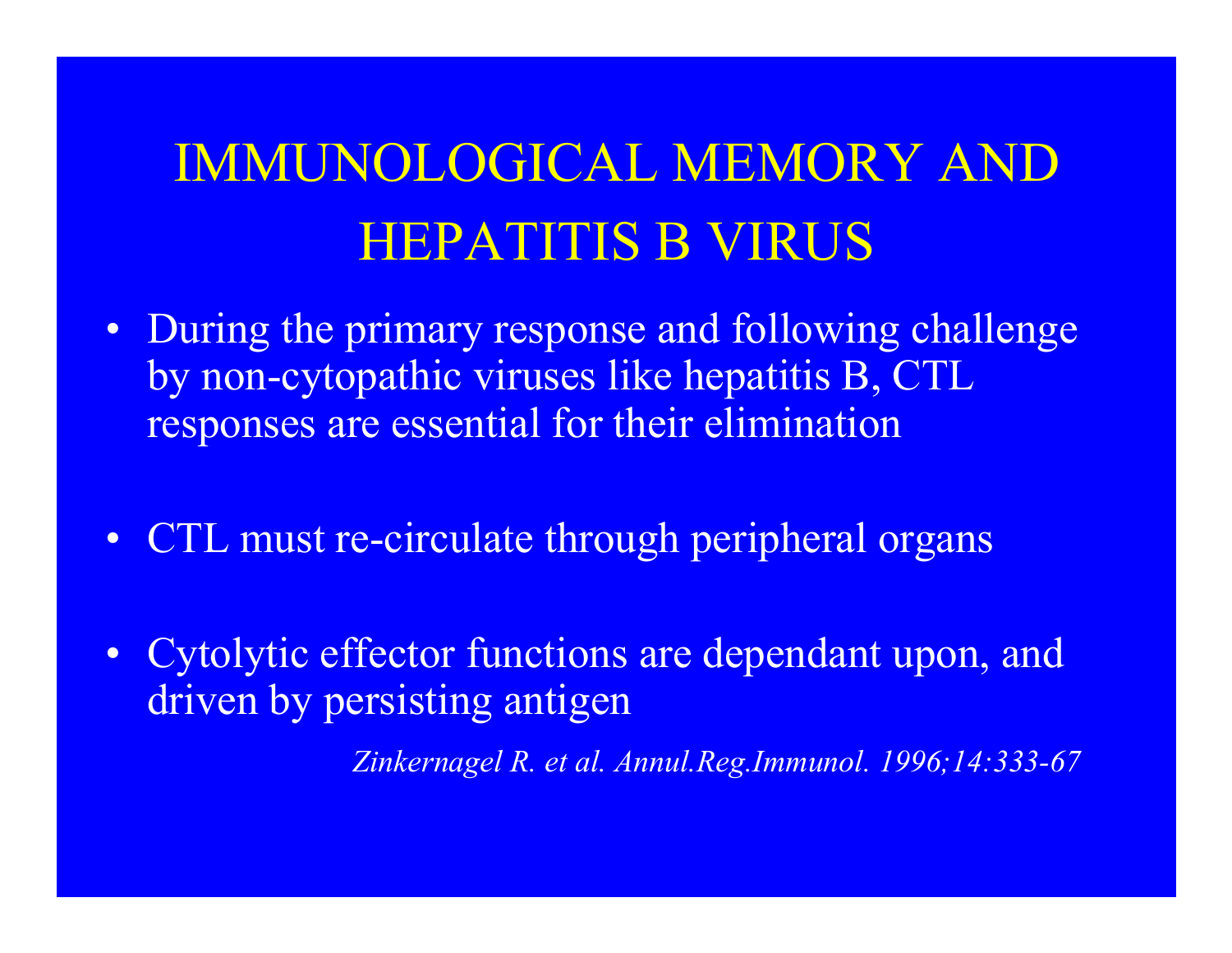# IMMUNOLOGICAL MEMORY AND HEPATITIS B VIRUS

- During the primary response and following challenge by non-cytopathic viruses like hepatitis B, CTL responses are essential for their elimination

- CTL must re-circulate through peripheral organs

- Cytolytic effector functions are dependant upon, and driven by persisting antigen

*Zinkernagel R. et al. Annul.Reg.Immunol. 1996;14:333-67*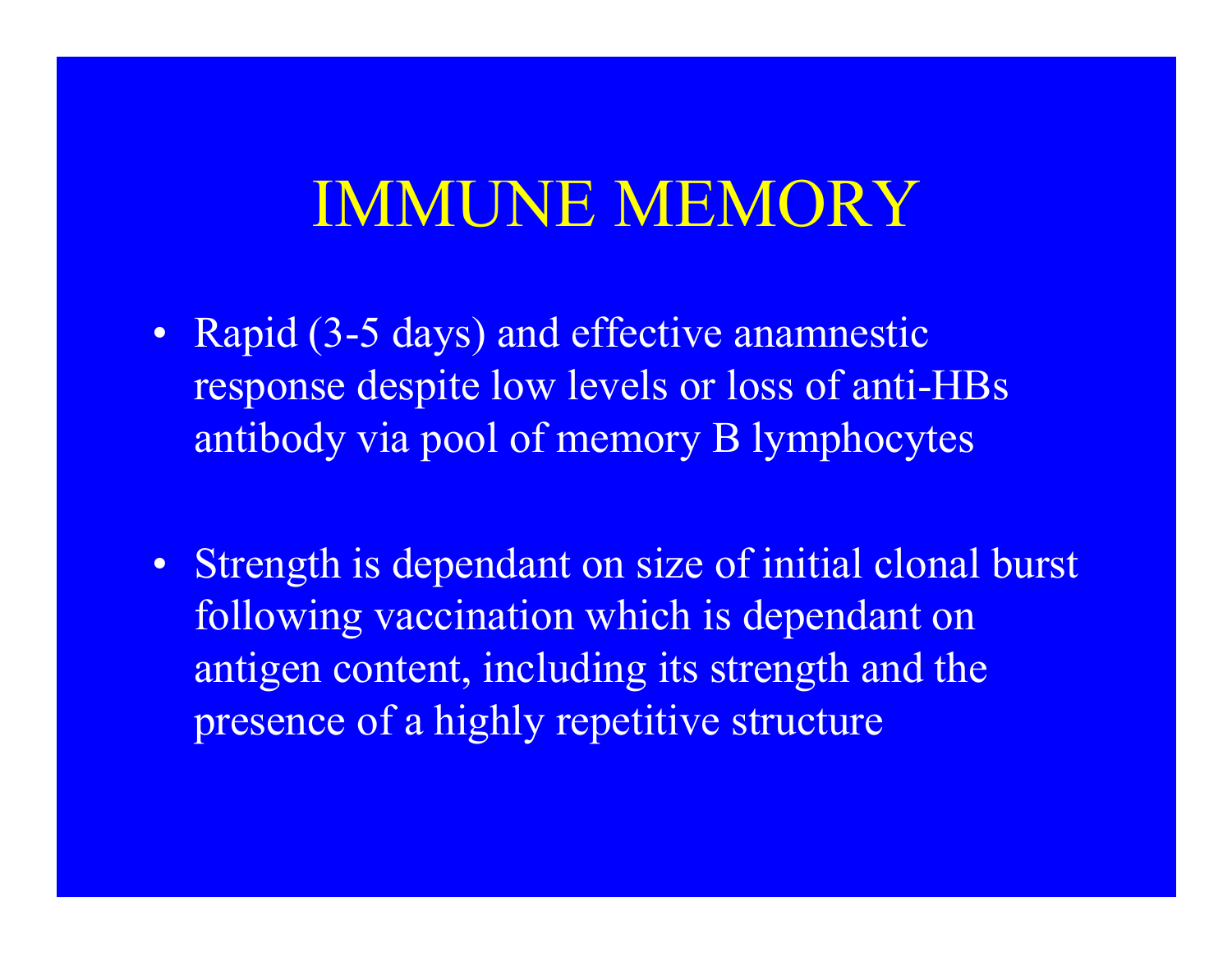# IMMUNE MEMORY

- Rapid (3-5 days) and effective anamnestic response despite low levels or loss of anti-HBs antibody via pool of memory B lymphocytes

- Strength is dependant on size of initial clonal burst following vaccination which is dependant on antigen content, including its strength and the presence of a highly repetitive structure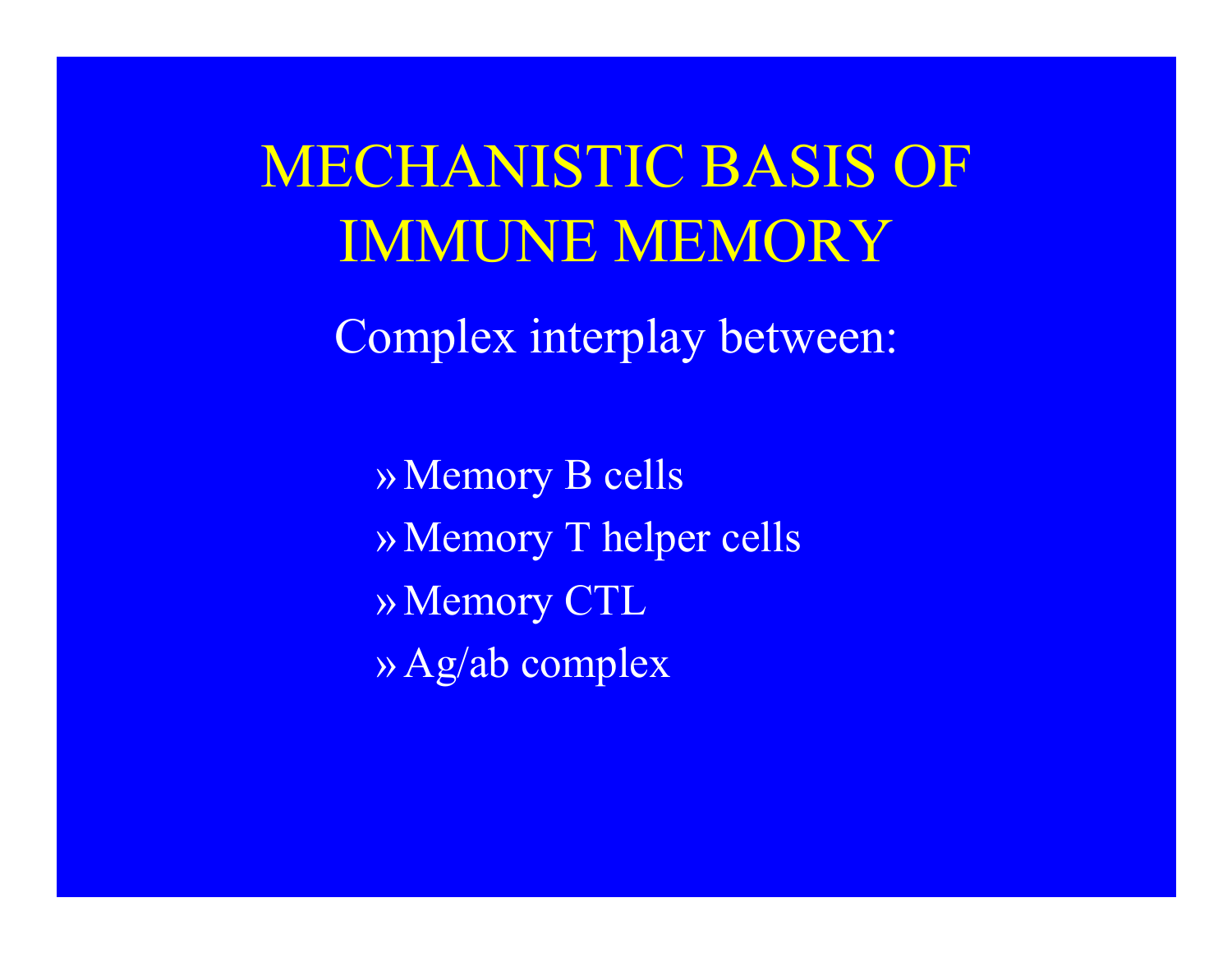# MECHANISTIC BASIS OF IMMUNE MEMORY

Complex interplay between:

- Memory B cells
- Memory T helper cells
- Memory CTL
- Ag/ab complex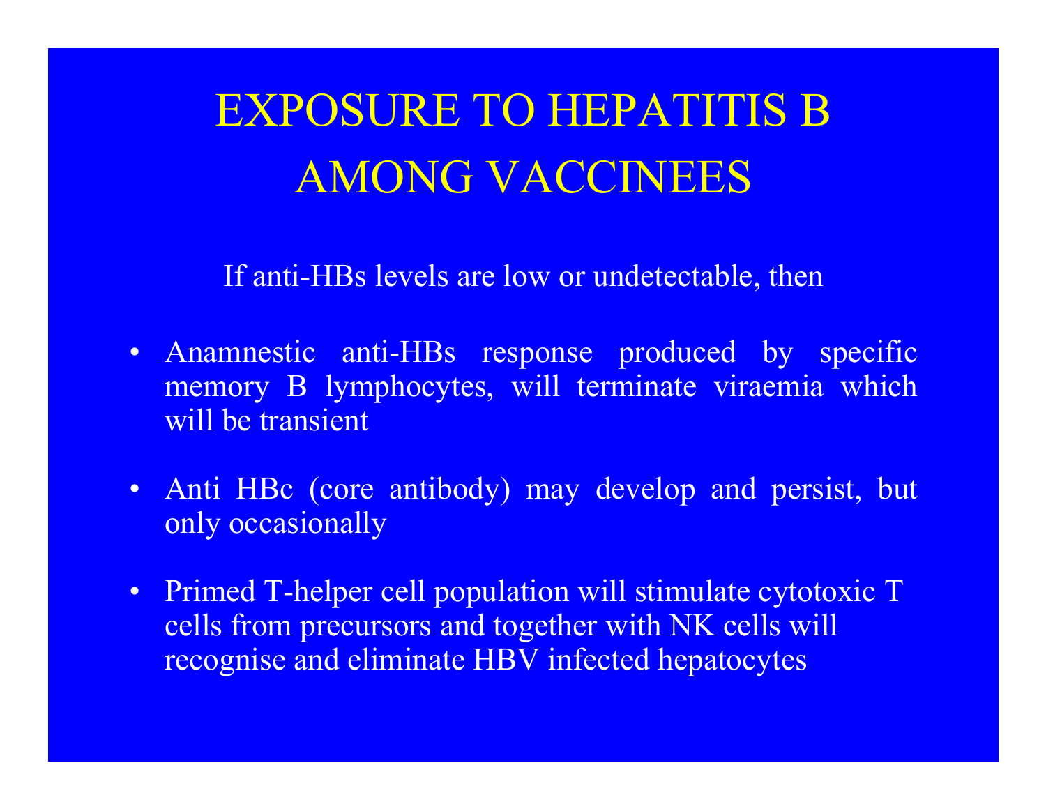# EXPOSURE TO HEPATITIS B AMONG VACCINEES

If anti-HBs levels are low or undetectable, then

- Anamnestic anti-HBs response produced by specific memory B lymphocytes, will terminate viraemia which will be transient
- Anti HBc (core antibody) may develop and persist, but only occasionally
- Primed T-helper cell population will stimulate cytotoxic T cells from precursors and together with NK cells will recognise and eliminate HBV infected hepatocytes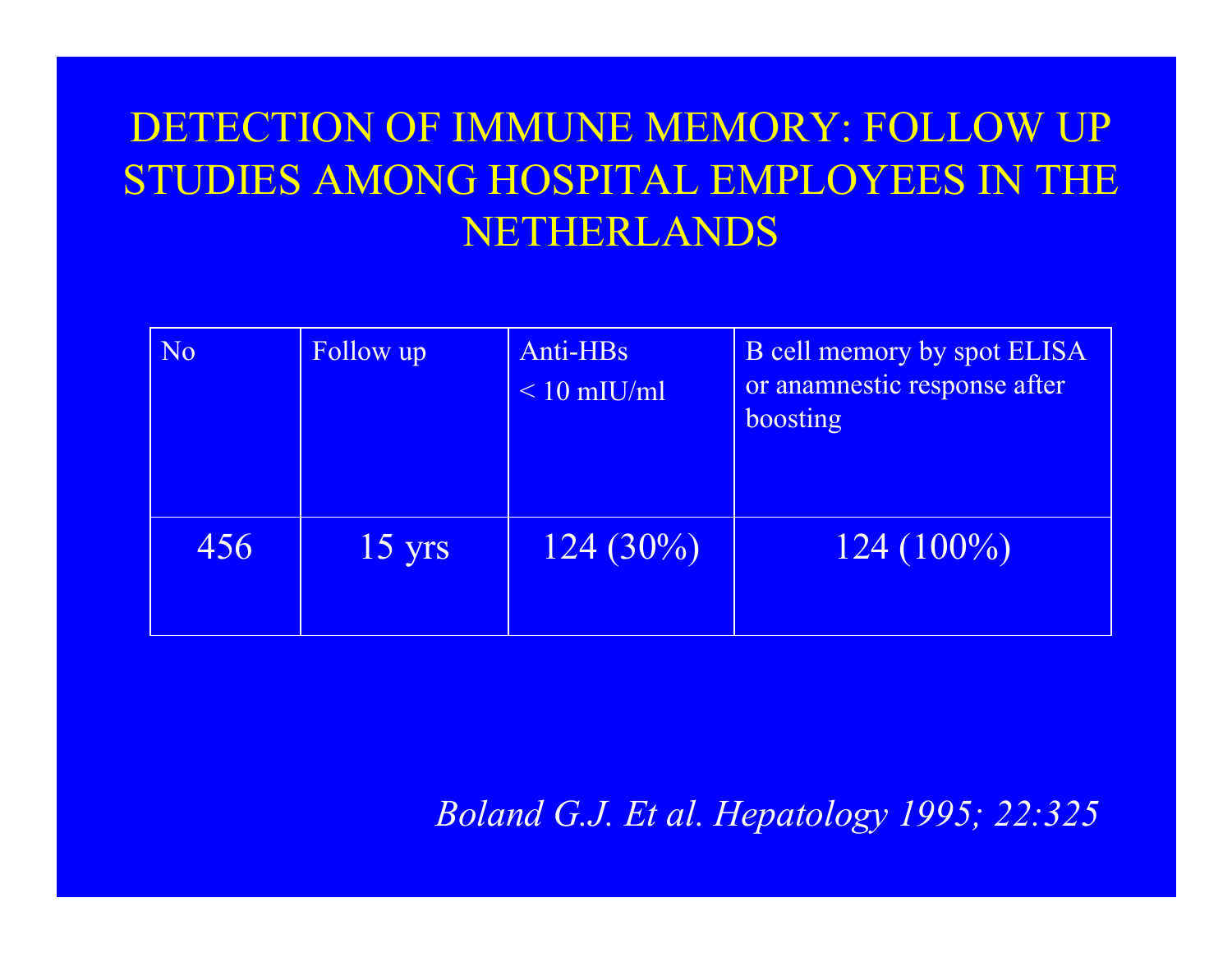# DETECTION OF IMMUNE MEMORY: FOLLOW UP STUDIES AMONG HOSPITAL EMPLOYEES IN THE NETHERLANDS

| No | Follow up | Anti-HBs < 10 mIU/ml | B cell memory by spot ELISA or anamnestic response after boosting |
|---|---|---|---|
| 456 | 15 yrs | 124 (30%) | 124 (100%) |

*Boland G.J. Et al. Hepatology 1995; 22:325*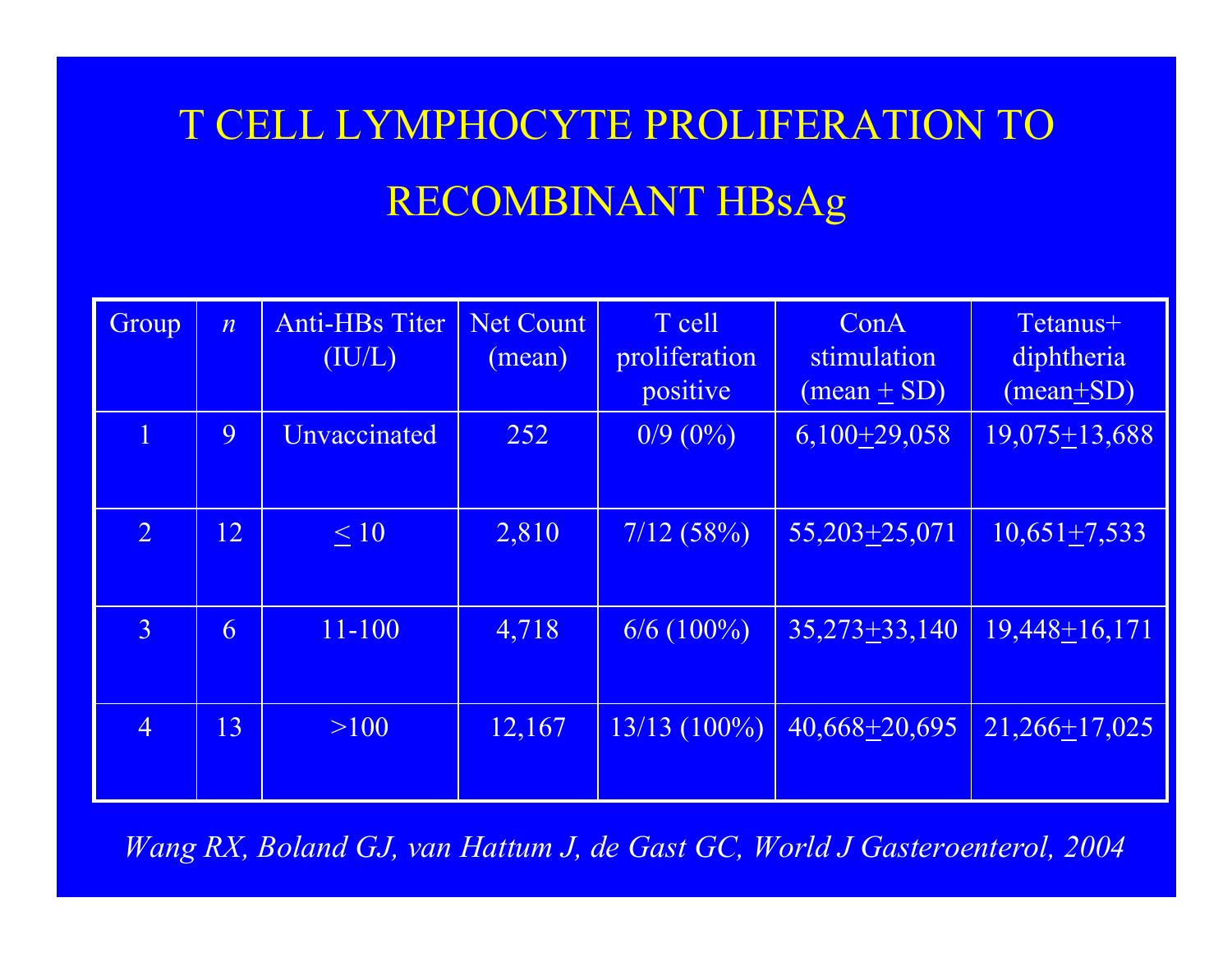# T CELL LYMPHOCYTE PROLIFERATION TO RECOMBINANT HBsAg

| Group | *n* | Anti-HBs Titer (IU/L) | Net Count (mean) | T cell proliferation positive | ConA stimulation (mean ± SD) | Tetanus+ diphtheria (mean±SD) |
|---|---|---|---|---|---|---|
| 1 | 9 | Unvaccinated | 252 | 0/9 (0%) | 6,100±29,058 | 19,075±13,688 |
| 2 | 12 | ≤ 10 | 2,810 | 7/12 (58%) | 55,203±25,071 | 10,651±7,533 |
| 3 | 6 | 11-100 | 4,718 | 6/6 (100%) | 35,273±33,140 | 19,448±16,171 |
| 4 | 13 | >100 | 12,167 | 13/13 (100%) | 40,668±20,695 | 21,266±17,025 |

*Wang RX, Boland GJ, van Hattum J, de Gast GC, World J Gasteroenterol, 2004*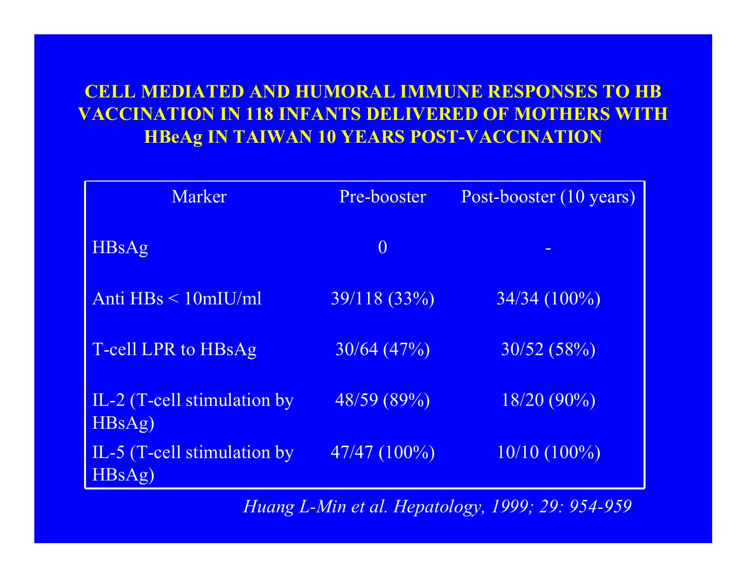## CELL MEDIATED AND HUMORAL IMMUNE RESPONSES TO HB VACCINATION IN 118 INFANTS DELIVERED OF MOTHERS WITH HBeAg IN TAIWAN 10 YEARS POST-VACCINATION

| Marker | Pre-booster | Post-booster (10 years) |
|---|---|---|
| HBsAg | 0 | - |
| Anti HBs < 10mIU/ml | 39/118 (33%) | 34/34 (100%) |
| T-cell LPR to HBsAg | 30/64 (47%) | 30/52 (58%) |
| IL-2 (T-cell stimulation by HBsAg) | 48/59 (89%) | 18/20 (90%) |
| IL-5 (T-cell stimulation by HBsAg) | 47/47 (100%) | 10/10 (100%) |

*Huang L-Min et al. Hepatology, 1999; 29: 954-959*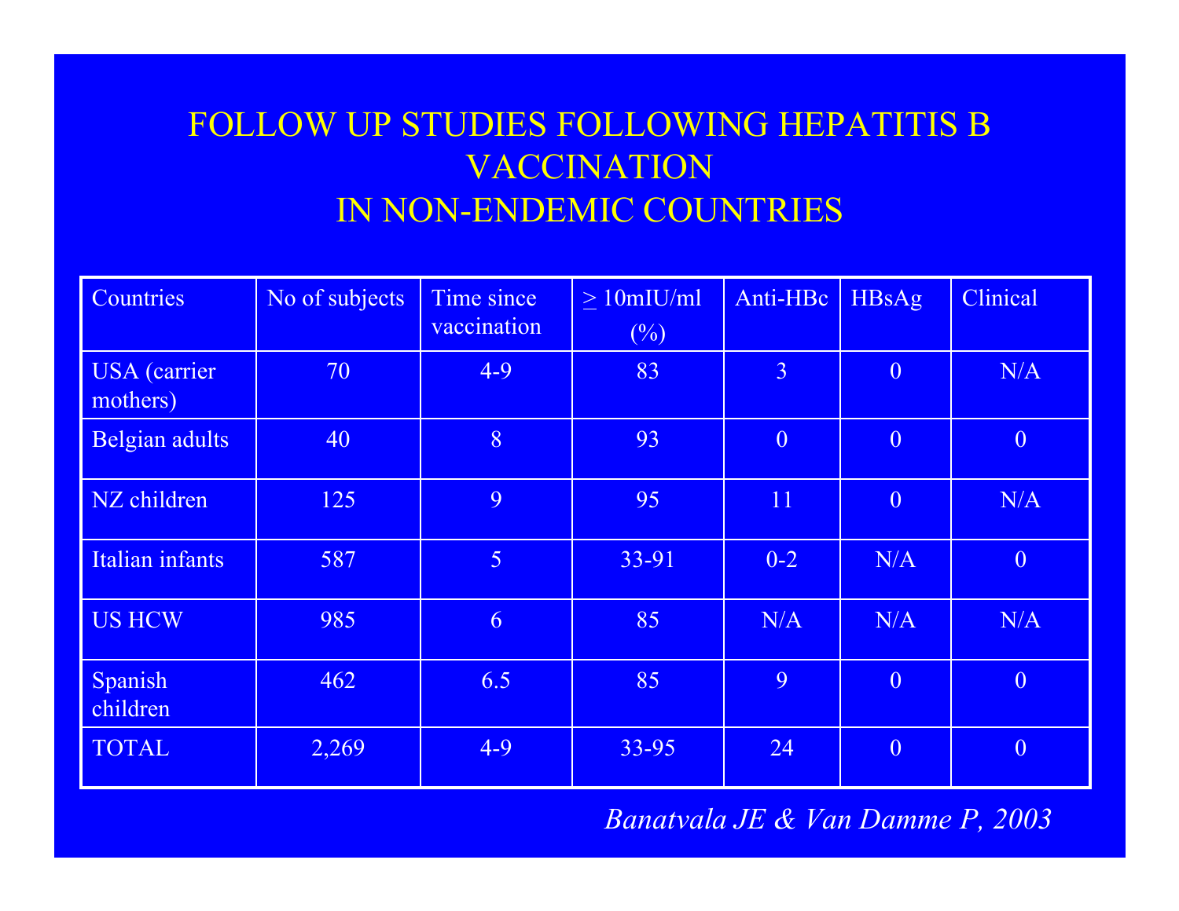# FOLLOW UP STUDIES FOLLOWING HEPATITIS B VACCINATION IN NON-ENDEMIC COUNTRIES

| Countries | No of subjects | Time since vaccination | ≥ 10mIU/ml (%) | Anti-HBc | HBsAg | Clinical |
|---|---|---|---|---|---|---|
| USA (carrier mothers) | 70 | 4-9 | 83 | 3 | 0 | N/A |
| Belgian adults | 40 | 8 | 93 | 0 | 0 | 0 |
| NZ children | 125 | 9 | 95 | 11 | 0 | N/A |
| Italian infants | 587 | 5 | 33-91 | 0-2 | N/A | 0 |
| US HCW | 985 | 6 | 85 | N/A | N/A | N/A |
| Spanish children | 462 | 6.5 | 85 | 9 | 0 | 0 |
| TOTAL | 2,269 | 4-9 | 33-95 | 24 | 0 | 0 |

*Banatvala JE & Van Damme P, 2003*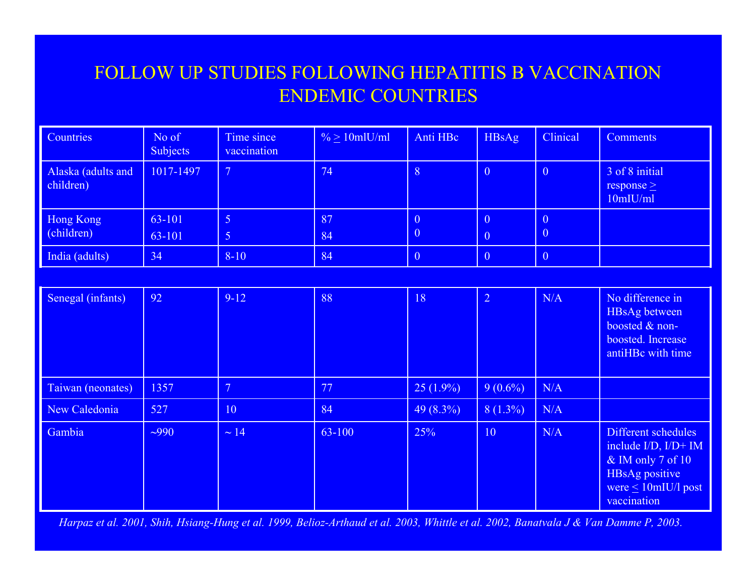# FOLLOW UP STUDIES FOLLOWING HEPATITIS B VACCINATION ENDEMIC COUNTRIES

| Countries | No of Subjects | Time since vaccination | % ≥ 10mlU/ml | Anti HBc | HBsAg | Clinical | Comments |
|---|---|---|---|---|---|---|---|
| Alaska (adults and children) | 1017-1497 | 7 | 74 | 8 | 0 | 0 | 3 of 8 initial response ≥ 10mIU/ml |
| Hong Kong (children) | 63-101<br>63-101 | 5<br>5 | 87<br>84 | 0<br>0 | 0<br>0 | 0<br>0 | |
| India (adults) | 34 | 8-10 | 84 | 0 | 0 | 0 | |
| Senegal (infants) | 92 | 9-12 | 88 | 18 | 2 | N/A | No difference in HBsAg between boosted & non-boosted. Increase antiHBc with time |
| Taiwan (neonates) | 1357 | 7 | 77 | 25 (1.9%) | 9 (0.6%) | N/A | |
| New Caledonia | 527 | 10 | 84 | 49 (8.3%) | 8 (1.3%) | N/A | |
| Gambia | ~990 | ~ 14 | 63-100 | 25% | 10 | N/A | Different schedules include I/D, I/D+ IM & IM only 7 of 10 HBsAg positive were ≤ 10mIU/l post vaccination |

*Harpaz et al. 2001, Shih, Hsiang-Hung et al. 1999, Belioz-Arthaud et al. 2003, Whittle et al. 2002, Banatvala J & Van Damme P, 2003.*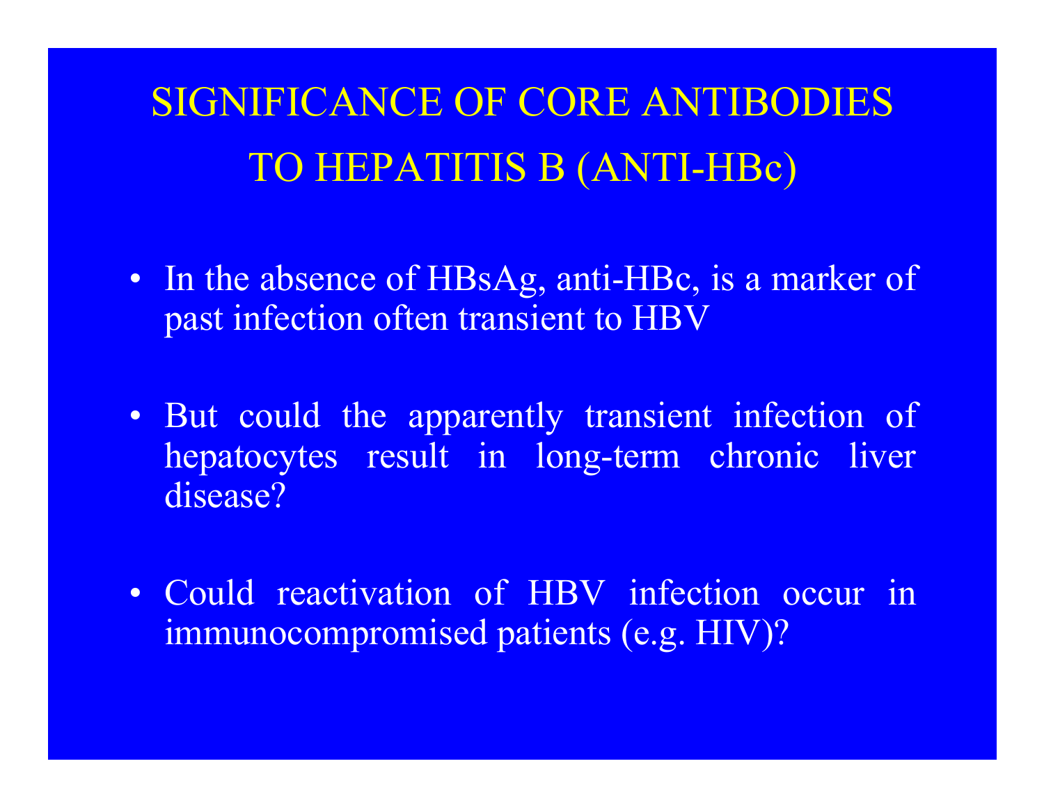# SIGNIFICANCE OF CORE ANTIBODIES TO HEPATITIS B (ANTI-HBc)

- In the absence of HBsAg, anti-HBc, is a marker of past infection often transient to HBV
- But could the apparently transient infection of hepatocytes result in long-term chronic liver disease?
- Could reactivation of HBV infection occur in immunocompromised patients (e.g. HIV)?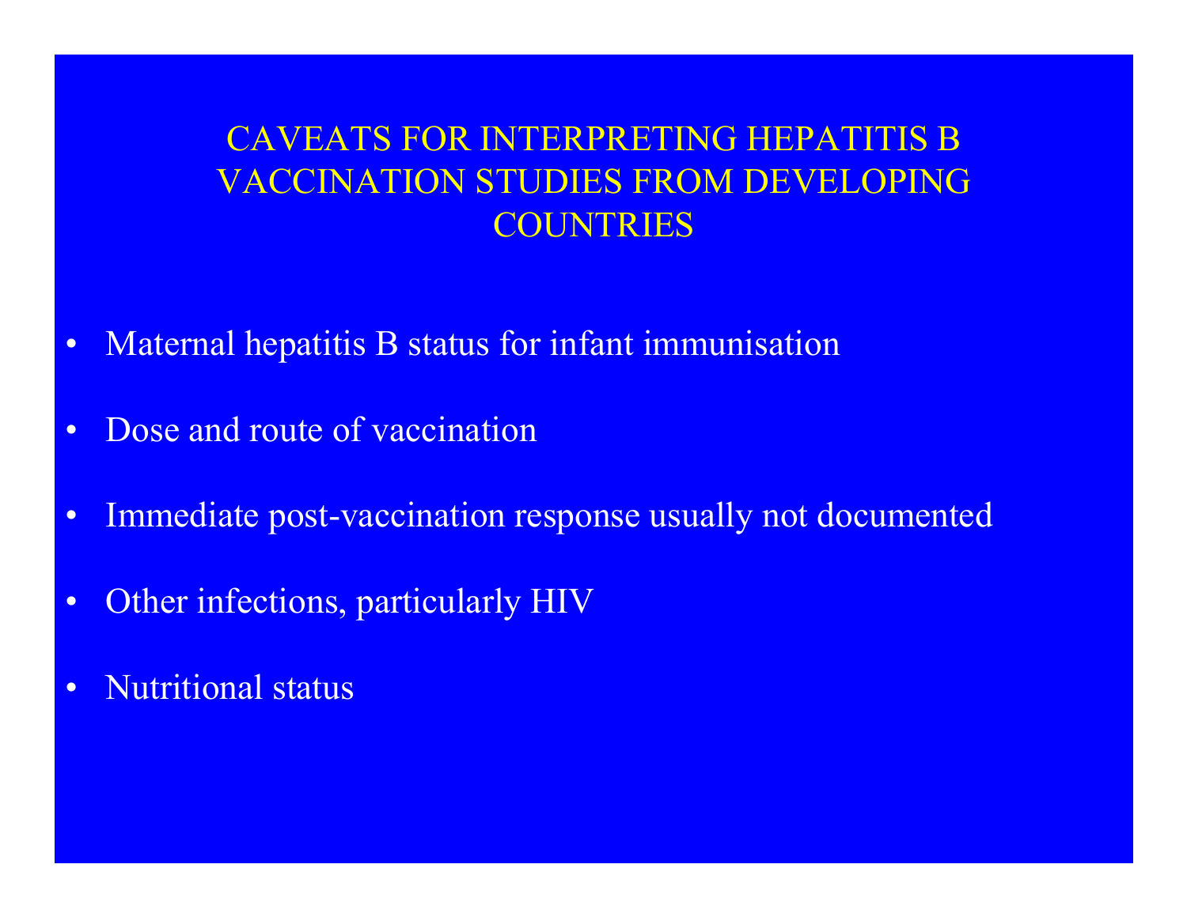# CAVEATS FOR INTERPRETING HEPATITIS B VACCINATION STUDIES FROM DEVELOPING COUNTRIES

- Maternal hepatitis B status for infant immunisation
- Dose and route of vaccination
- Immediate post-vaccination response usually not documented
- Other infections, particularly HIV
- Nutritional status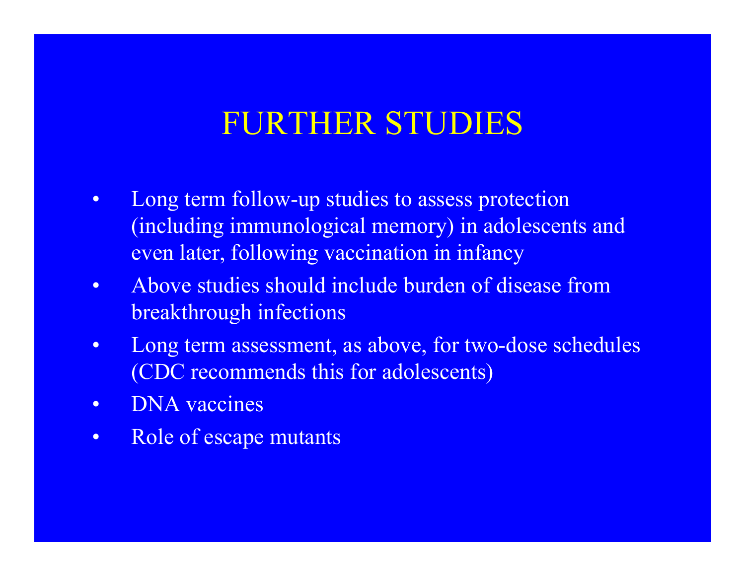# FURTHER STUDIES

- Long term follow-up studies to assess protection (including immunological memory) in adolescents and even later, following vaccination in infancy
- Above studies should include burden of disease from breakthrough infections
- Long term assessment, as above, for two-dose schedules (CDC recommends this for adolescents)
- DNA vaccines
- Role of escape mutants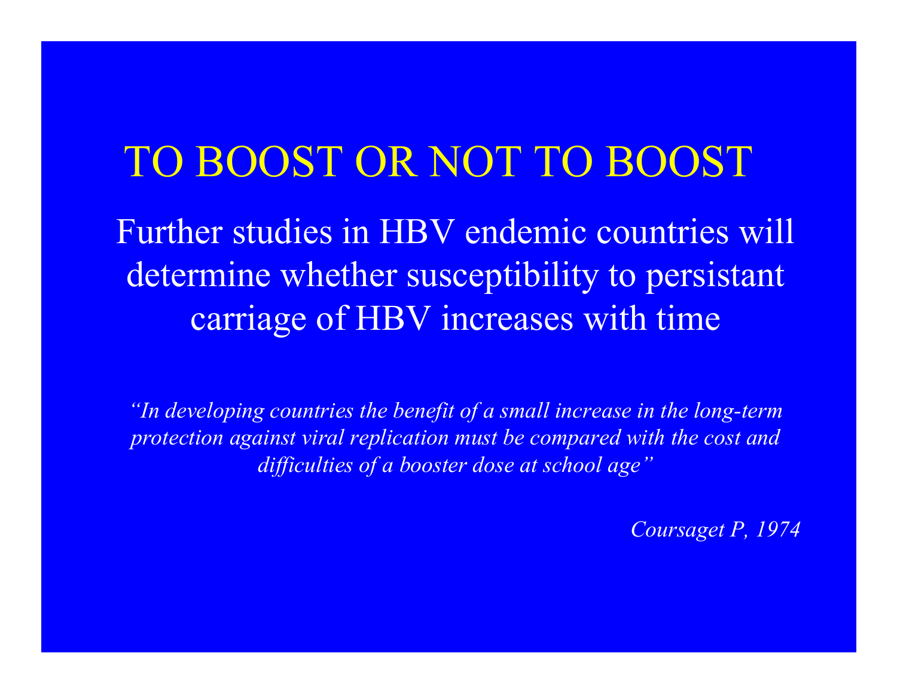# TO BOOST OR NOT TO BOOST

Further studies in HBV endemic countries will determine whether susceptibility to persistant carriage of HBV increases with time

*"In developing countries the benefit of a small increase in the long-term protection against viral replication must be compared with the cost and difficulties of a booster dose at school age"*

*Coursaget P, 1974*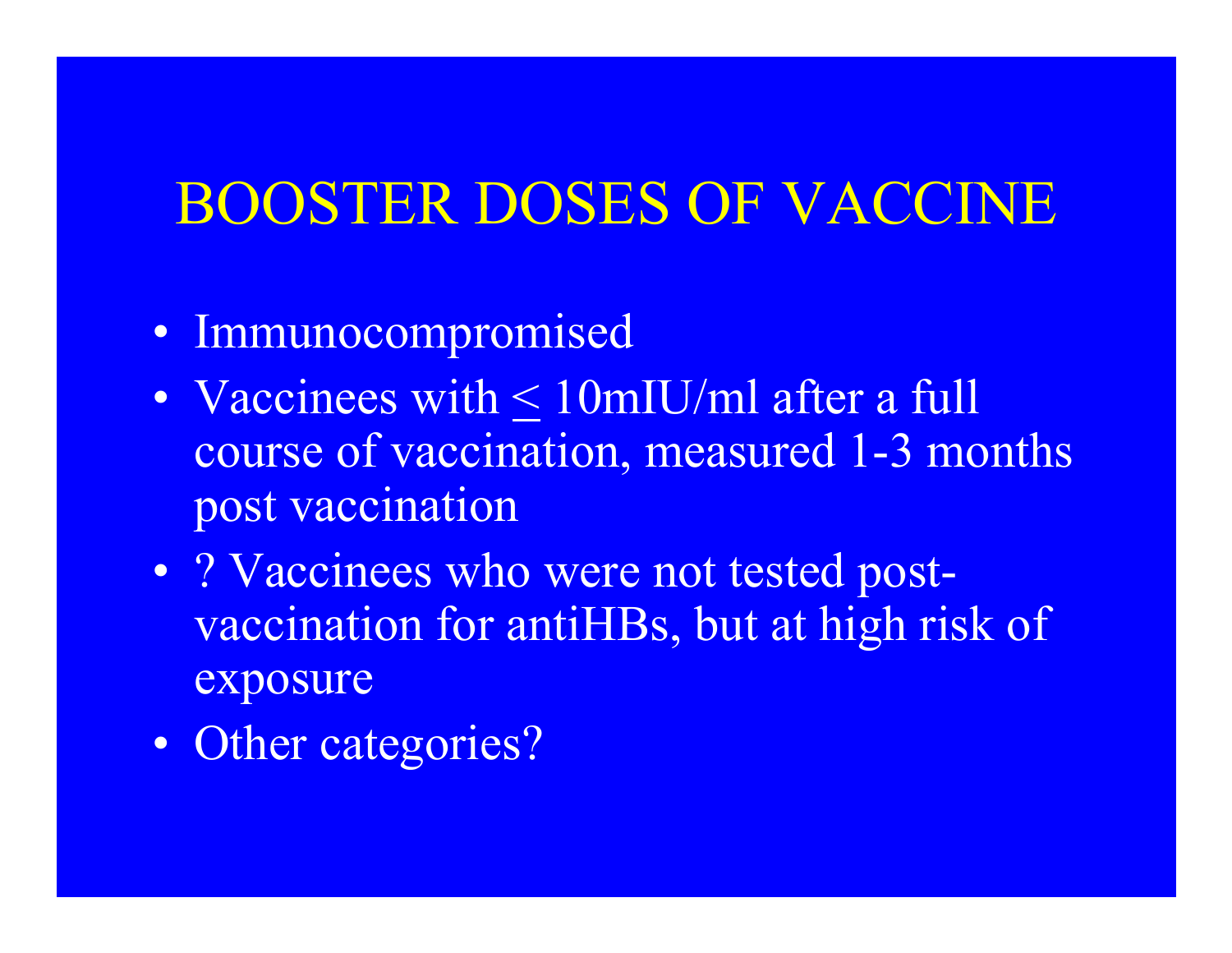# BOOSTER DOSES OF VACCINE

- Immunocompromised
- Vaccinees with $\leq$ 10mIU/ml after a full course of vaccination, measured 1-3 months post vaccination
- ? Vaccinees who were not tested post-vaccination for antiHBs, but at high risk of exposure
- Other categories?